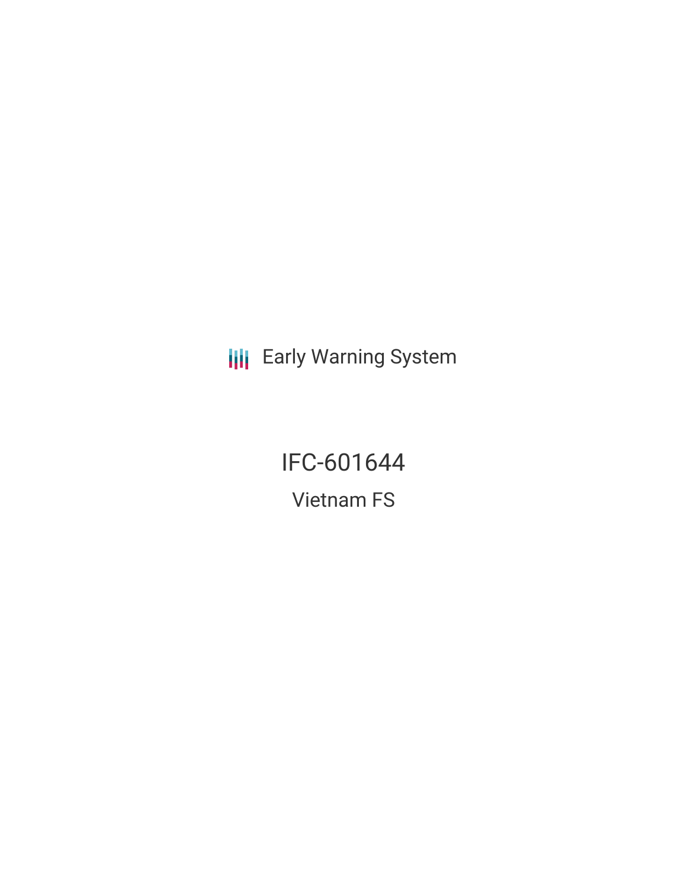Early Warning System

# IFC-601644

## Vietnam FS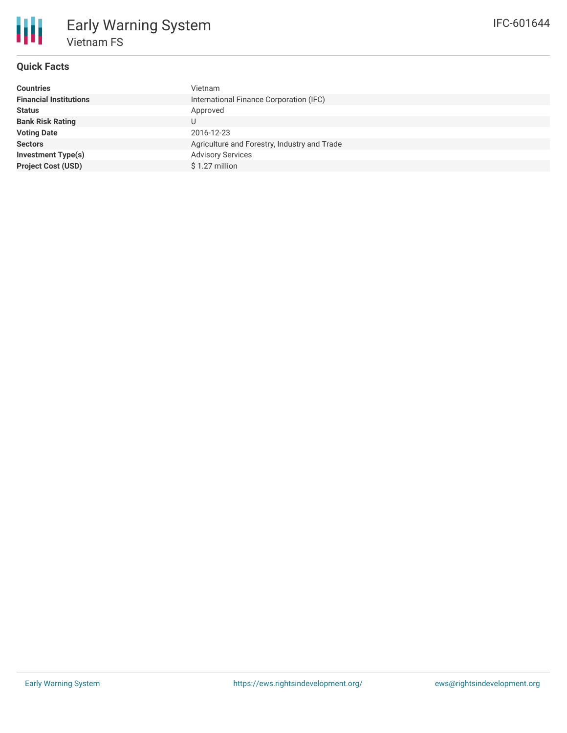# Early Warning System

## Vietnam FS

IFC-601644

### Quick Facts

| | |
|---|---|
| **Countries** | Vietnam |
| **Financial Institutions** | International Finance Corporation (IFC) |
| **Status** | Approved |
| **Bank Risk Rating** | U |
| **Voting Date** | 2016-12-23 |
| **Sectors** | Agriculture and Forestry, Industry and Trade |
| **Investment Type(s)** | Advisory Services |
| **Project Cost (USD)** | $ 1.27 million |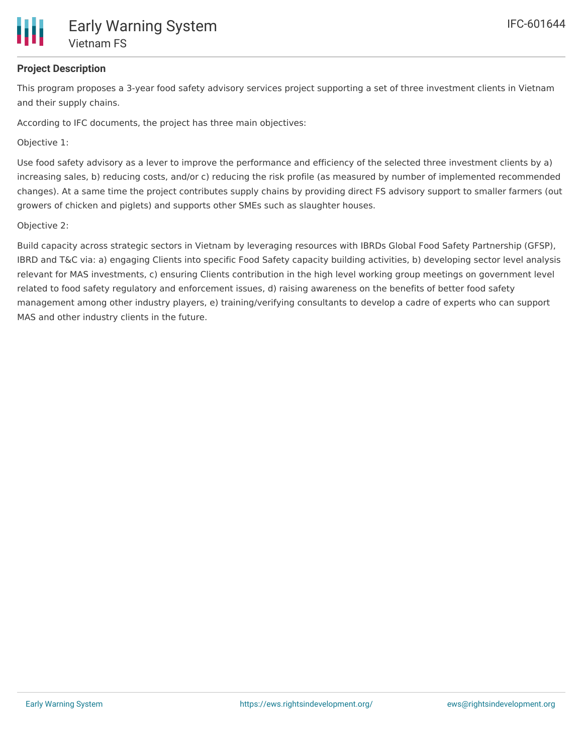### Project Description

This program proposes a 3-year food safety advisory services project supporting a set of three investment clients in Vietnam and their supply chains.

According to IFC documents, the project has three main objectives:

Objective 1:

Use food safety advisory as a lever to improve the performance and efficiency of the selected three investment clients by a) increasing sales, b) reducing costs, and/or c) reducing the risk profile (as measured by number of implemented recommended changes). At a same time the project contributes supply chains by providing direct FS advisory support to smaller farmers (out growers of chicken and piglets) and supports other SMEs such as slaughter houses.

Objective 2:

Build capacity across strategic sectors in Vietnam by leveraging resources with IBRDs Global Food Safety Partnership (GFSP), IBRD and T&C via: a) engaging Clients into specific Food Safety capacity building activities, b) developing sector level analysis relevant for MAS investments, c) ensuring Clients contribution in the high level working group meetings on government level related to food safety regulatory and enforcement issues, d) raising awareness on the benefits of better food safety management among other industry players, e) training/verifying consultants to develop a cadre of experts who can support MAS and other industry clients in the future.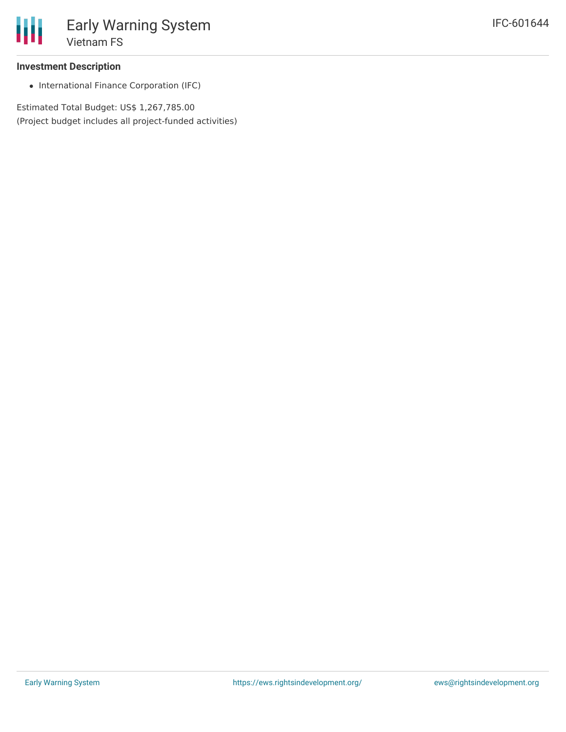### Investment Description

- International Finance Corporation (IFC)

Estimated Total Budget: US$ 1,267,785.00
(Project budget includes all project-funded activities)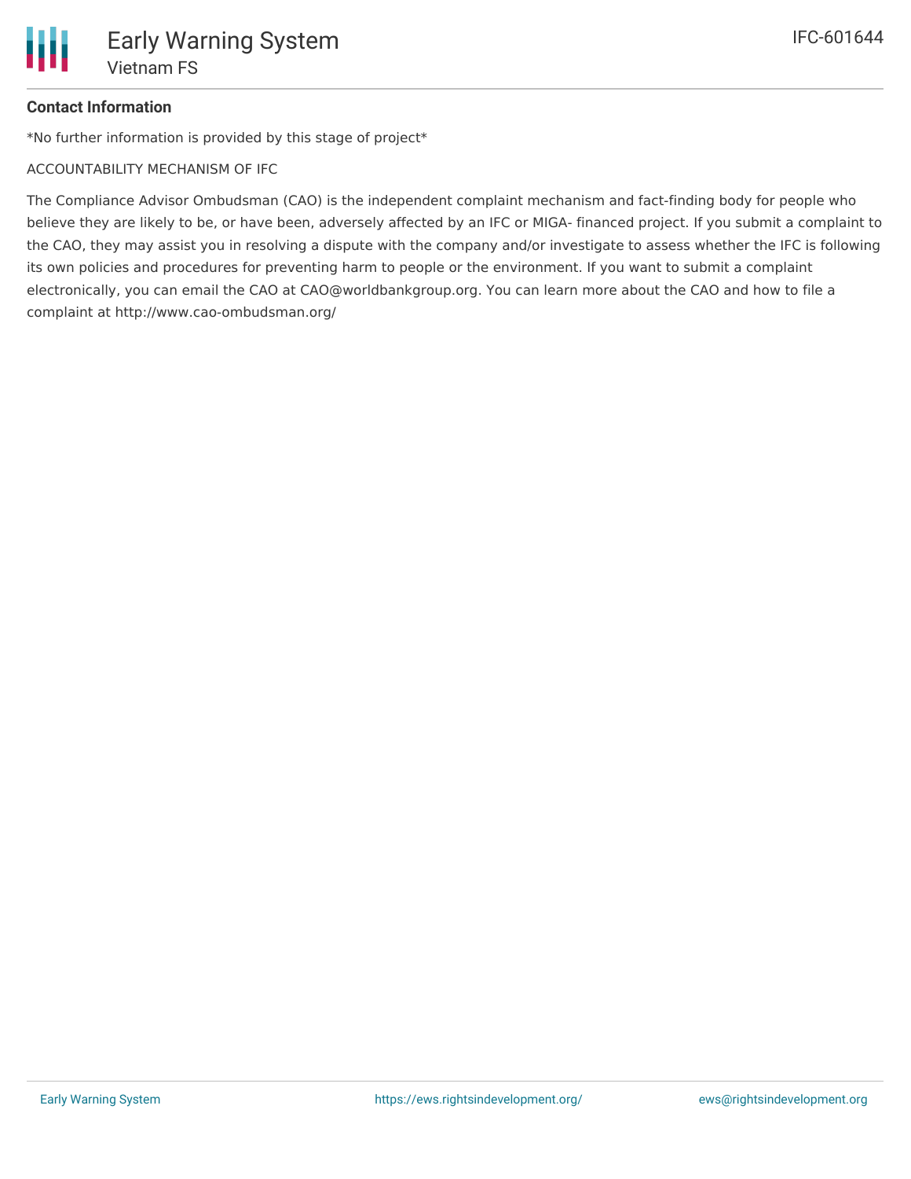**Contact Information**

*No further information is provided by this stage of project*

ACCOUNTABILITY MECHANISM OF IFC

The Compliance Advisor Ombudsman (CAO) is the independent complaint mechanism and fact-finding body for people who believe they are likely to be, or have been, adversely affected by an IFC or MIGA- financed project. If you submit a complaint to the CAO, they may assist you in resolving a dispute with the company and/or investigate to assess whether the IFC is following its own policies and procedures for preventing harm to people or the environment. If you want to submit a complaint electronically, you can email the CAO at CAO@worldbankgroup.org. You can learn more about the CAO and how to file a complaint at http://www.cao-ombudsman.org/